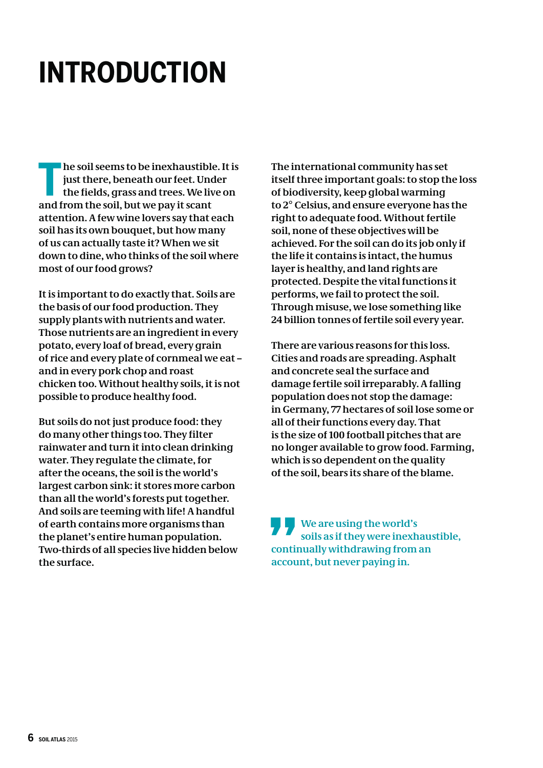# INTRODUCTION

The soil seems to be inexhaustible. It is just there, beneath our feet. Under the fields, grass and trees. We live on and from the soil, but we pay it scant attention. A few wine lovers say that each soil has its own bouquet, but how many of us can actually taste it? When we sit down to dine, who thinks of the soil where most of our food grows?

It is important to do exactly that. Soils are the basis of our food production. They supply plants with nutrients and water. Those nutrients are an ingredient in every potato, every loaf of bread, every grain of rice and every plate of cornmeal we eat – and in every pork chop and roast chicken too. Without healthy soils, it is not possible to produce healthy food.

But soils do not just produce food: they do many other things too. They filter rainwater and turn it into clean drinking water. They regulate the climate, for after the oceans, the soil is the world's largest carbon sink: it stores more carbon than all the world's forests put together. And soils are teeming with life! A handful of earth contains more organisms than the planet's entire human population. Two-thirds of all species live hidden below the surface.

The international community has set itself three important goals: to stop the loss of biodiversity, keep global warming to 2° Celsius, and ensure everyone has the right to adequate food. Without fertile soil, none of these objectives will be achieved. For the soil can do its job only if the life it contains is intact, the humus layer is healthy, and land rights are protected. Despite the vital functions it performs, we fail to protect the soil. Through misuse, we lose something like 24 billion tonnes of fertile soil every year.

There are various reasons for this loss. Cities and roads are spreading. Asphalt and concrete seal the surface and damage fertile soil irreparably. A falling population does not stop the damage: in Germany, 77 hectares of soil lose some or all of their functions every day. That is the size of 100 football pitches that are no longer available to grow food. Farming, which is so dependent on the quality of the soil, bears its share of the blame.

> We are using the world's soils as if they were inexhaustible, continually withdrawing from an account, but never paying in.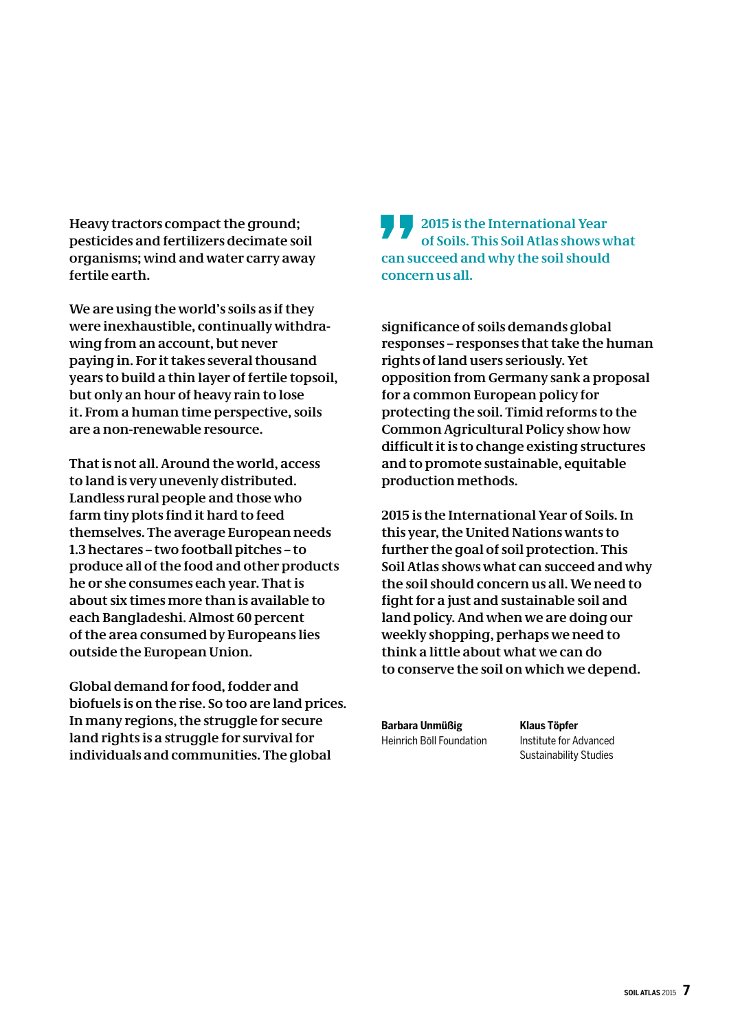Heavy tractors compact the ground; pesticides and fertilizers decimate soil organisms; wind and water carry away fertile earth.

We are using the world's soils as if they were inexhaustible, continually withdrawing from an account, but never paying in. For it takes several thousand years to build a thin layer of fertile topsoil, but only an hour of heavy rain to lose it. From a human time perspective, soils are a non-renewable resource.

That is not all. Around the world, access to land is very unevenly distributed. Landless rural people and those who farm tiny plots find it hard to feed themselves. The average European needs 1.3 hectares – two football pitches – to produce all of the food and other products he or she consumes each year. That is about six times more than is available to each Bangladeshi. Almost 60 percent of the area consumed by Europeans lies outside the European Union.

Global demand for food, fodder and biofuels is on the rise. So too are land prices. In many regions, the struggle for secure land rights is a struggle for survival for individuals and communities. The global significance of soils demands global responses – responses that take the human rights of land users seriously. Yet opposition from Germany sank a proposal for a common European policy for protecting the soil. Timid reforms to the Common Agricultural Policy show how difficult it is to change existing structures and to promote sustainable, equitable production methods.

> 2015 is the International Year of Soils. This Soil Atlas shows what can succeed and why the soil should concern us all.

2015 is the International Year of Soils. In this year, the United Nations wants to further the goal of soil protection. This Soil Atlas shows what can succeed and why the soil should concern us all. We need to fight for a just and sustainable soil and land policy. And when we are doing our weekly shopping, perhaps we need to think a little about what we can do to conserve the soil on which we depend.

**Barbara Unmüßig**
Heinrich Böll Foundation

**Klaus Töpfer**
Institute for Advanced Sustainability Studies